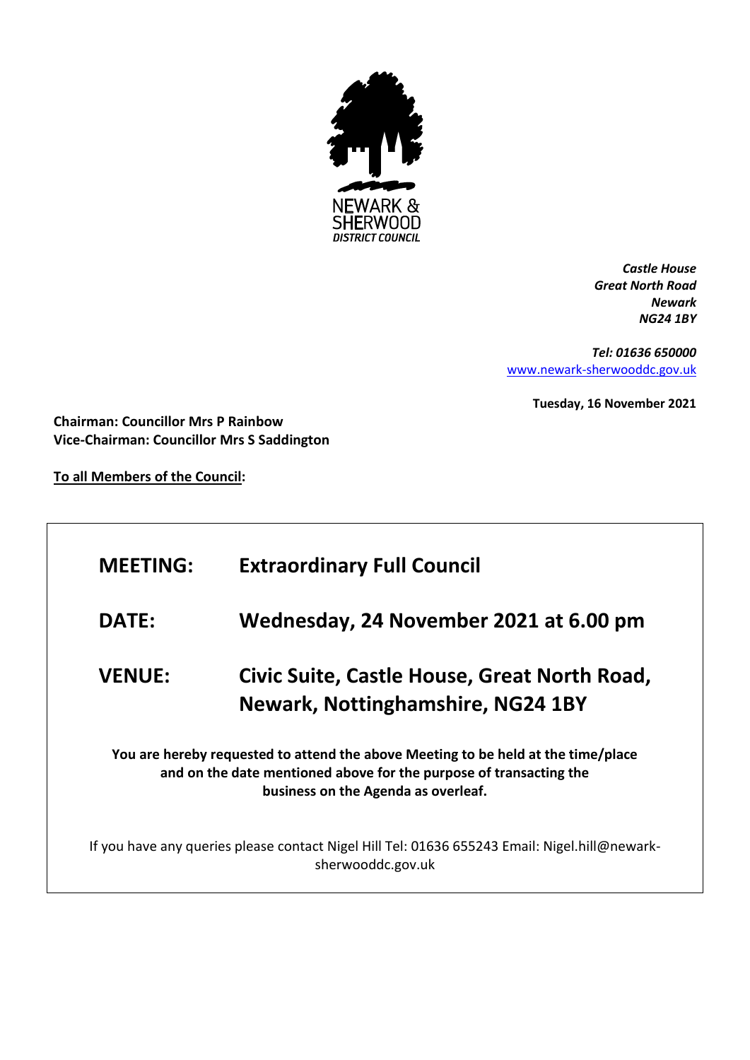NEWARK & SHERWOOD DISTRICT COUNCIL

*Castle House*
*Great North Road*
*Newark*
*NG24 1BY*

*Tel: 01636 650000*
www.newark-sherwooddc.gov.uk

**Tuesday, 16 November 2021**

**Chairman: Councillor Mrs P Rainbow**
**Vice-Chairman: Councillor Mrs S Saddington**

**To all Members of the Council:**

| | |
|---|---|
| **MEETING:** | **Extraordinary Full Council** |
| **DATE:** | **Wednesday, 24 November 2021 at 6.00 pm** |
| **VENUE:** | **Civic Suite, Castle House, Great North Road, Newark, Nottinghamshire, NG24 1BY** |

**You are hereby requested to attend the above Meeting to be held at the time/place and on the date mentioned above for the purpose of transacting the business on the Agenda as overleaf.**

If you have any queries please contact Nigel Hill Tel: 01636 655243 Email: Nigel.hill@newark-sherwooddc.gov.uk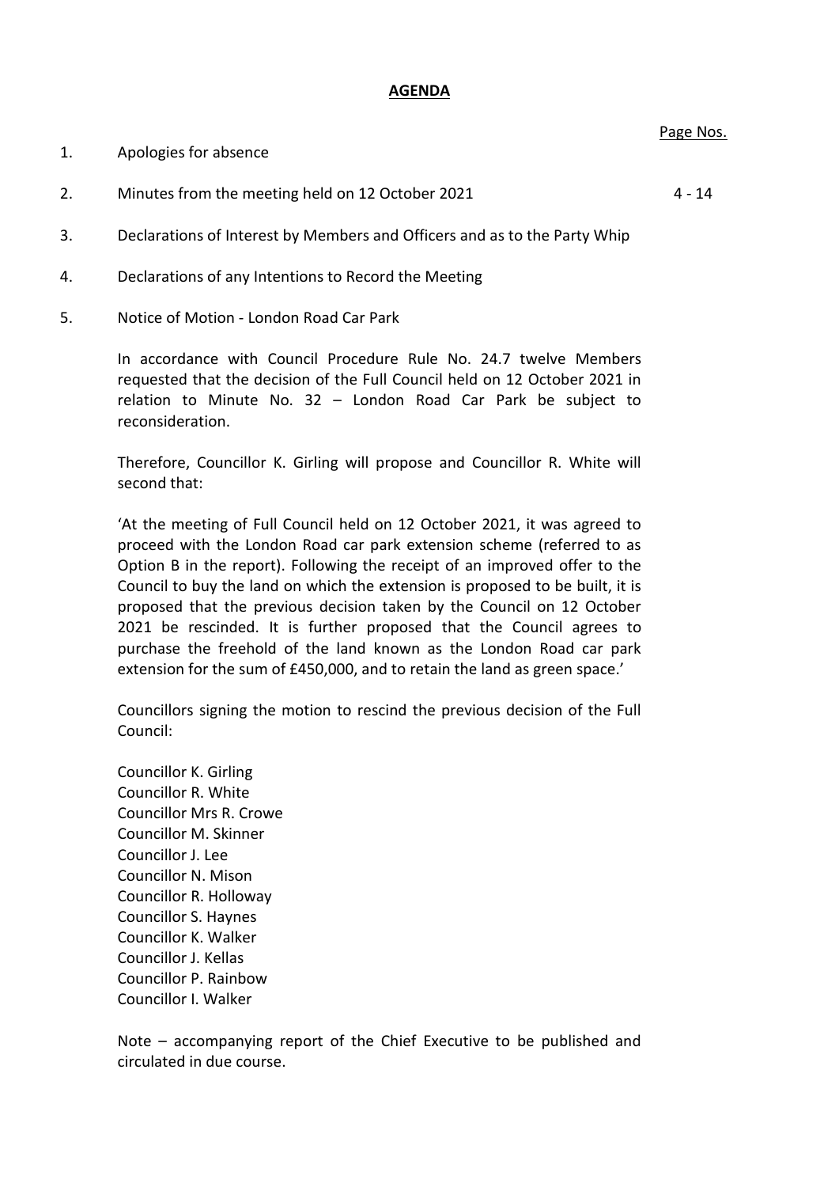# AGENDA

Page Nos.

1. Apologies for absence

2. Minutes from the meeting held on 12 October 2021 — 4 - 14

3. Declarations of Interest by Members and Officers and as to the Party Whip

4. Declarations of any Intentions to Record the Meeting

5. Notice of Motion - London Road Car Park

   In accordance with Council Procedure Rule No. 24.7 twelve Members requested that the decision of the Full Council held on 12 October 2021 in relation to Minute No. 32 – London Road Car Park be subject to reconsideration.

   Therefore, Councillor K. Girling will propose and Councillor R. White will second that:

   'At the meeting of Full Council held on 12 October 2021, it was agreed to proceed with the London Road car park extension scheme (referred to as Option B in the report). Following the receipt of an improved offer to the Council to buy the land on which the extension is proposed to be built, it is proposed that the previous decision taken by the Council on 12 October 2021 be rescinded. It is further proposed that the Council agrees to purchase the freehold of the land known as the London Road car park extension for the sum of £450,000, and to retain the land as green space.'

   Councillors signing the motion to rescind the previous decision of the Full Council:

   Councillor K. Girling
   Councillor R. White
   Councillor Mrs R. Crowe
   Councillor M. Skinner
   Councillor J. Lee
   Councillor N. Mison
   Councillor R. Holloway
   Councillor S. Haynes
   Councillor K. Walker
   Councillor J. Kellas
   Councillor P. Rainbow
   Councillor I. Walker

   Note – accompanying report of the Chief Executive to be published and circulated in due course.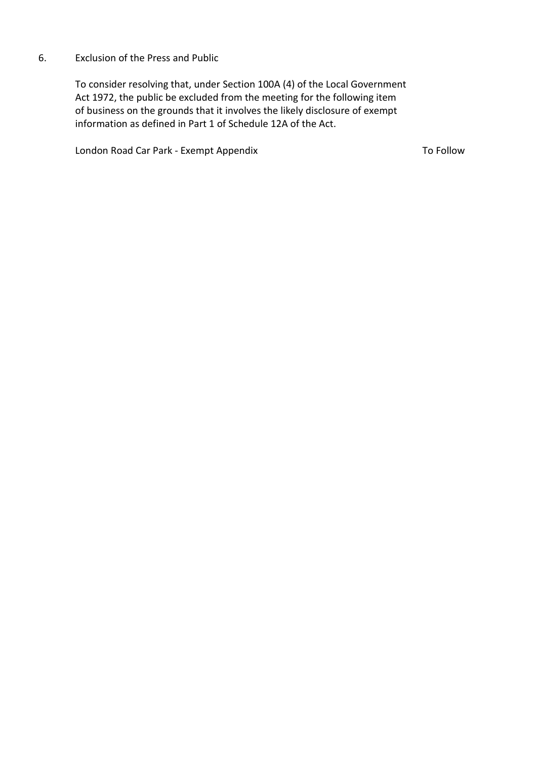6. Exclusion of the Press and Public

   To consider resolving that, under Section 100A (4) of the Local Government Act 1972, the public be excluded from the meeting for the following item of business on the grounds that it involves the likely disclosure of exempt information as defined in Part 1 of Schedule 12A of the Act.

   London Road Car Park - Exempt Appendix — To Follow